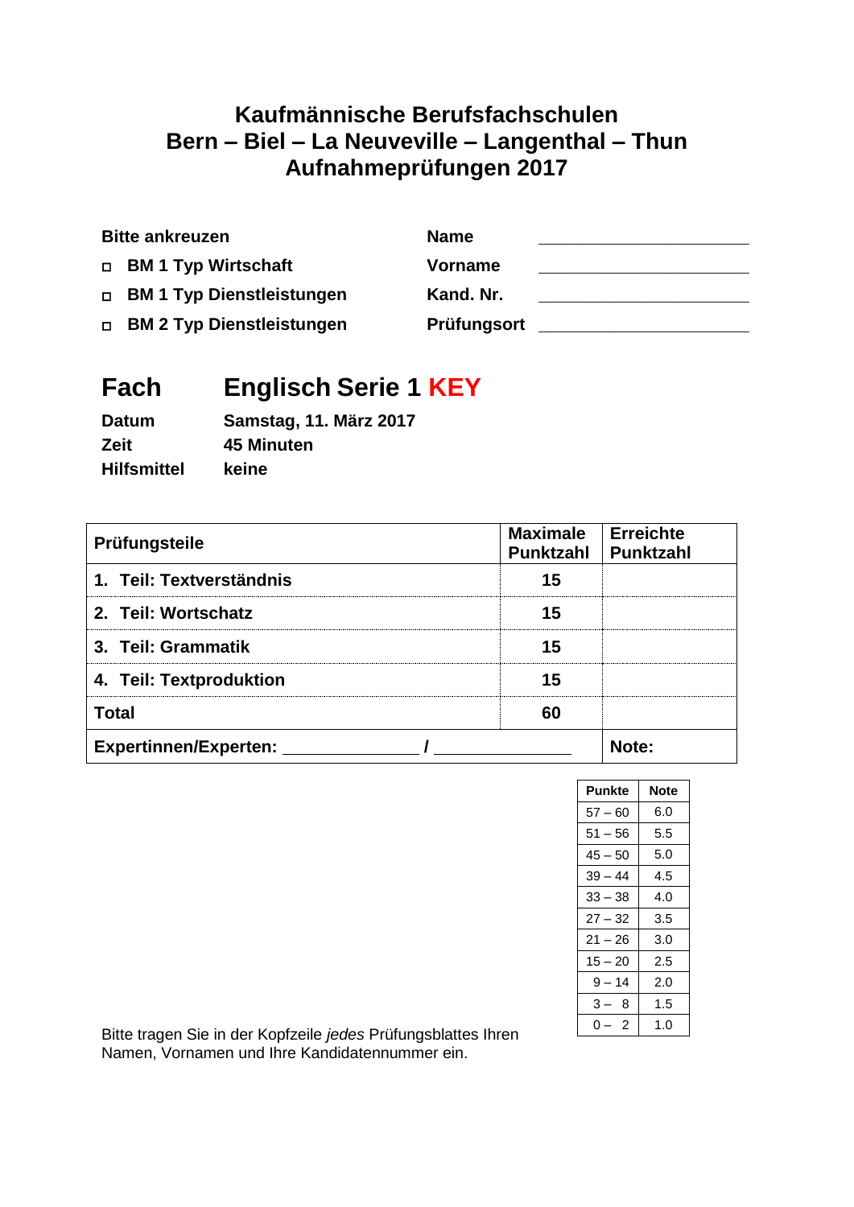# Kaufmännische Berufsfachschulen
# Bern – Biel – La Neuveville – Langenthal – Thun
# Aufnahmeprüfungen 2017

**Bitte ankreuzen**

- ◻ **BM 1 Typ Wirtschaft**
- ◻ **BM 1 Typ Dienstleistungen**
- ◻ **BM 2 Typ Dienstleistungen**

**Name** ______________________

**Vorname** ______________________

**Kand. Nr.** ______________________

**Prüfungsort** ______________________

## Fach Englisch Serie 1 KEY

**Datum** Samstag, 11. März 2017

**Zeit** 45 Minuten

**Hilfsmittel** keine

| Prüfungsteile | Maximale Punktzahl | Erreichte Punktzahl |
|---|---|---|
| 1. Teil: Textverständnis | 15 | |
| 2. Teil: Wortschatz | 15 | |
| 3. Teil: Grammatik | 15 | |
| 4. Teil: Textproduktion | 15 | |
| Total | 60 | |
| Expertinnen/Experten: ______________ / ______________ | | Note: |

| Punkte | Note |
|---|---|
| 57 – 60 | 6.0 |
| 51 – 56 | 5.5 |
| 45 – 50 | 5.0 |
| 39 – 44 | 4.5 |
| 33 – 38 | 4.0 |
| 27 – 32 | 3.5 |
| 21 – 26 | 3.0 |
| 15 – 20 | 2.5 |
| 9 – 14 | 2.0 |
| 3 – 8 | 1.5 |
| 0 – 2 | 1.0 |

Bitte tragen Sie in der Kopfzeile *jedes* Prüfungsblattes Ihren Namen, Vornamen und Ihre Kandidatennummer ein.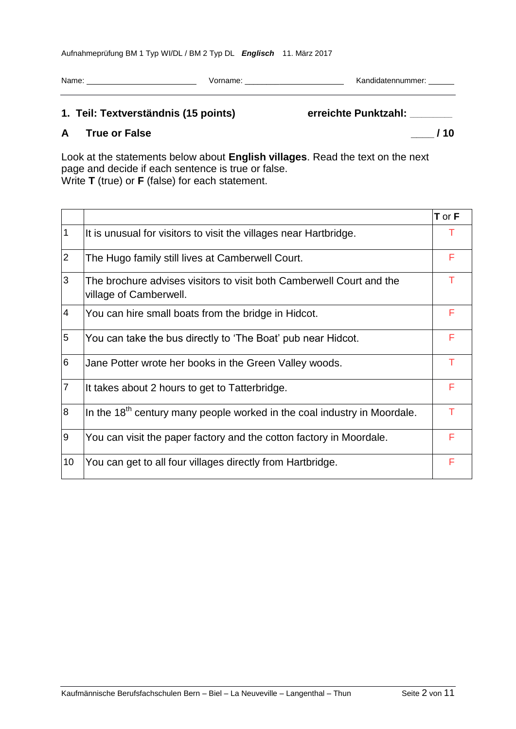Aufnahmeprüfung BM 1 Typ WI/DL / BM 2 Typ DL ***Englisch*** 11. März 2017

Name: ________________________ Vorname: ______________________ Kandidatennummer: ______

## 1. Teil: Textverständnis (15 points) erreichte Punktzahl: _______

### A True or False ____ / 10

Look at the statements below about **English villages**. Read the text on the next page and decide if each sentence is true or false.
Write **T** (true) or **F** (false) for each statement.

| | | **T** or **F** |
|---|---|---|
| 1 | It is unusual for visitors to visit the villages near Hartbridge. | T |
| 2 | The Hugo family still lives at Camberwell Court. | F |
| 3 | The brochure advises visitors to visit both Camberwell Court and the village of Camberwell. | T |
| 4 | You can hire small boats from the bridge in Hidcot. | F |
| 5 | You can take the bus directly to 'The Boat' pub near Hidcot. | F |
| 6 | Jane Potter wrote her books in the Green Valley woods. | T |
| 7 | It takes about 2 hours to get to Tatterbridge. | F |
| 8 | In the 18th century many people worked in the coal industry in Moordale. | T |
| 9 | You can visit the paper factory and the cotton factory in Moordale. | F |
| 10 | You can get to all four villages directly from Hartbridge. | F |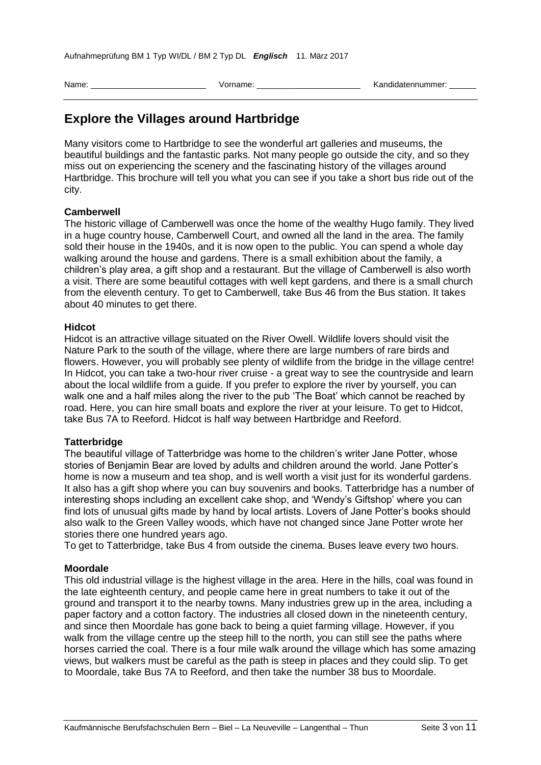Name: \_\_\_\_\_\_\_\_\_\_\_\_\_\_\_\_\_\_\_\_\_\_\_\_ Vorname: \_\_\_\_\_\_\_\_\_\_\_\_\_\_\_\_\_\_\_\_\_\_ Kandidatennummer: \_\_\_\_\_\_

# Explore the Villages around Hartbridge

Many visitors come to Hartbridge to see the wonderful art galleries and museums, the beautiful buildings and the fantastic parks. Not many people go outside the city, and so they miss out on experiencing the scenery and the fascinating history of the villages around Hartbridge. This brochure will tell you what you can see if you take a short bus ride out of the city.

**Camberwell**

The historic village of Camberwell was once the home of the wealthy Hugo family. They lived in a huge country house, Camberwell Court, and owned all the land in the area. The family sold their house in the 1940s, and it is now open to the public. You can spend a whole day walking around the house and gardens. There is a small exhibition about the family, a children's play area, a gift shop and a restaurant. But the village of Camberwell is also worth a visit. There are some beautiful cottages with well kept gardens, and there is a small church from the eleventh century. To get to Camberwell, take Bus 46 from the Bus station. It takes about 40 minutes to get there.

**Hidcot**

Hidcot is an attractive village situated on the River Owell. Wildlife lovers should visit the Nature Park to the south of the village, where there are large numbers of rare birds and flowers. However, you will probably see plenty of wildlife from the bridge in the village centre! In Hidcot, you can take a two-hour river cruise - a great way to see the countryside and learn about the local wildlife from a guide. If you prefer to explore the river by yourself, you can walk one and a half miles along the river to the pub 'The Boat' which cannot be reached by road. Here, you can hire small boats and explore the river at your leisure. To get to Hidcot, take Bus 7A to Reeford. Hidcot is half way between Hartbridge and Reeford.

**Tatterbridge**

The beautiful village of Tatterbridge was home to the children's writer Jane Potter, whose stories of Benjamin Bear are loved by adults and children around the world. Jane Potter's home is now a museum and tea shop, and is well worth a visit just for its wonderful gardens. It also has a gift shop where you can buy souvenirs and books. Tatterbridge has a number of interesting shops including an excellent cake shop, and 'Wendy's Giftshop' where you can find lots of unusual gifts made by hand by local artists. Lovers of Jane Potter's books should also walk to the Green Valley woods, which have not changed since Jane Potter wrote her stories there one hundred years ago.

To get to Tatterbridge, take Bus 4 from outside the cinema. Buses leave every two hours.

**Moordale**

This old industrial village is the highest village in the area. Here in the hills, coal was found in the late eighteenth century, and people came here in great numbers to take it out of the ground and transport it to the nearby towns. Many industries grew up in the area, including a paper factory and a cotton factory. The industries all closed down in the nineteenth century, and since then Moordale has gone back to being a quiet farming village. However, if you walk from the village centre up the steep hill to the north, you can still see the paths where horses carried the coal. There is a four mile walk around the village which has some amazing views, but walkers must be careful as the path is steep in places and they could slip. To get to Moordale, take Bus 7A to Reeford, and then take the number 38 bus to Moordale.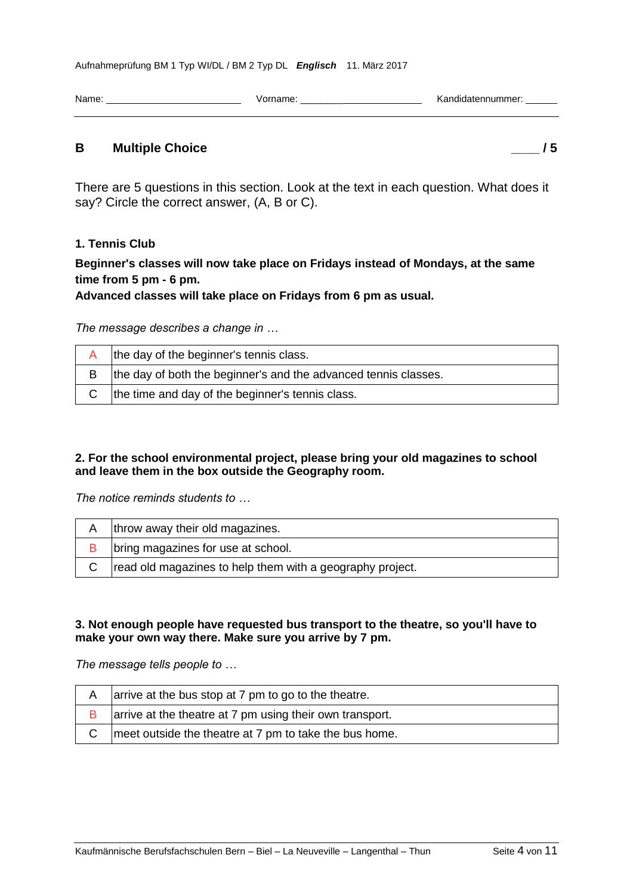Name: ______________________ Vorname: ______________________ Kandidatennummer: ______

## B Multiple Choice ____ / 5

There are 5 questions in this section. Look at the text in each question. What does it say? Circle the correct answer, (A, B or C).

### 1. Tennis Club

**Beginner's classes will now take place on Fridays instead of Mondays, at the same time from 5 pm - 6 pm.**
**Advanced classes will take place on Fridays from 6 pm as usual.**

*The message describes a change in …*

| | |
|---|---|
| A | the day of the beginner's tennis class. |
| B | the day of both the beginner's and the advanced tennis classes. |
| C | the time and day of the beginner's tennis class. |

**2. For the school environmental project, please bring your old magazines to school and leave them in the box outside the Geography room.**

*The notice reminds students to …*

| | |
|---|---|
| A | throw away their old magazines. |
| B | bring magazines for use at school. |
| C | read old magazines to help them with a geography project. |

**3. Not enough people have requested bus transport to the theatre, so you'll have to make your own way there. Make sure you arrive by 7 pm.**

*The message tells people to …*

| | |
|---|---|
| A | arrive at the bus stop at 7 pm to go to the theatre. |
| B | arrive at the theatre at 7 pm using their own transport. |
| C | meet outside the theatre at 7 pm to take the bus home. |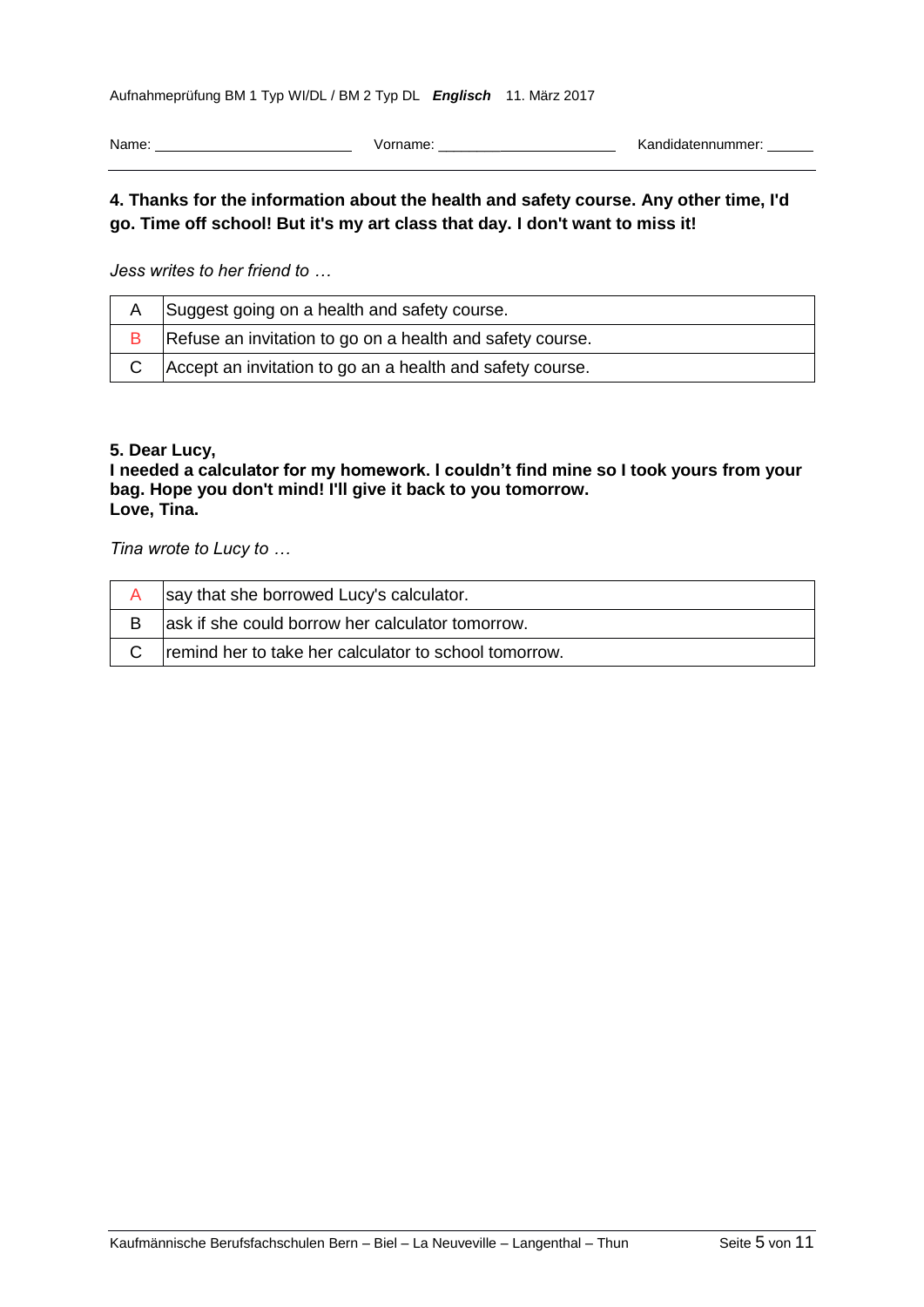Aufnahmeprüfung BM 1 Typ WI/DL / BM 2 Typ DL ***Englisch*** 11. März 2017

Name: ________________________ Vorname: ______________________ Kandidatennummer: ______

**4. Thanks for the information about the health and safety course. Any other time, I'd go. Time off school! But it's my art class that day. I don't want to miss it!**

*Jess writes to her friend to …*

| | |
|---|---|
| A | Suggest going on a health and safety course. |
| B | Refuse an invitation to go on a health and safety course. |
| C | Accept an invitation to go an a health and safety course. |

**5. Dear Lucy,**
**I needed a calculator for my homework. I couldn't find mine so I took yours from your bag. Hope you don't mind! I'll give it back to you tomorrow.**
**Love, Tina.**

*Tina wrote to Lucy to …*

| | |
|---|---|
| A | say that she borrowed Lucy's calculator. |
| B | ask if she could borrow her calculator tomorrow. |
| C | remind her to take her calculator to school tomorrow. |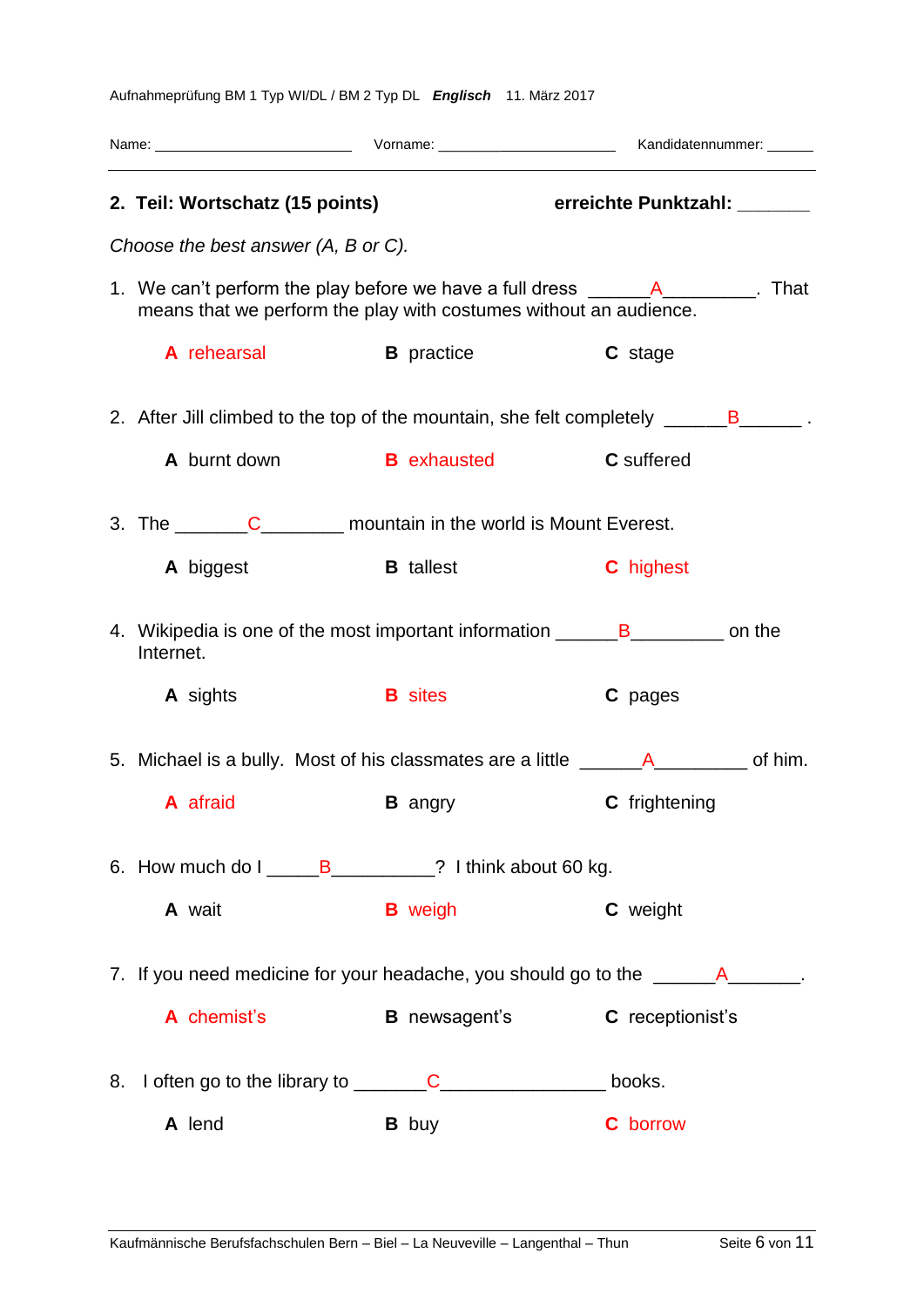Aufnahmeprüfung BM 1 Typ WI/DL / BM 2 Typ DL ***Englisch*** 11. März 2017

Name: ________________________ Vorname: ________________________ Kandidatennummer: ______

## 2. Teil: Wortschatz (15 points) **erreichte Punktzahl: _______**

*Choose the best answer (A, B or C).*

1. We can't perform the play before we have a full dress ______A_________. That means that we perform the play with costumes without an audience.

   **A** rehearsal **B** practice **C** stage

2. After Jill climbed to the top of the mountain, she felt completely ______B______ .

   **A** burnt down **B** exhausted **C** suffered

3. The _______C________ mountain in the world is Mount Everest.

   **A** biggest **B** tallest **C** highest

4. Wikipedia is one of the most important information ______B_________ on the Internet.

   **A** sights **B** sites **C** pages

5. Michael is a bully. Most of his classmates are a little ______A_________ of him.

   **A** afraid **B** angry **C** frightening

6. How much do I _____B__________? I think about 60 kg.

   **A** wait **B** weigh **C** weight

7. If you need medicine for your headache, you should go to the ______A_______.

   **A** chemist's **B** newsagent's **C** receptionist's

8. I often go to the library to _______C________________ books.

   **A** lend **B** buy **C** borrow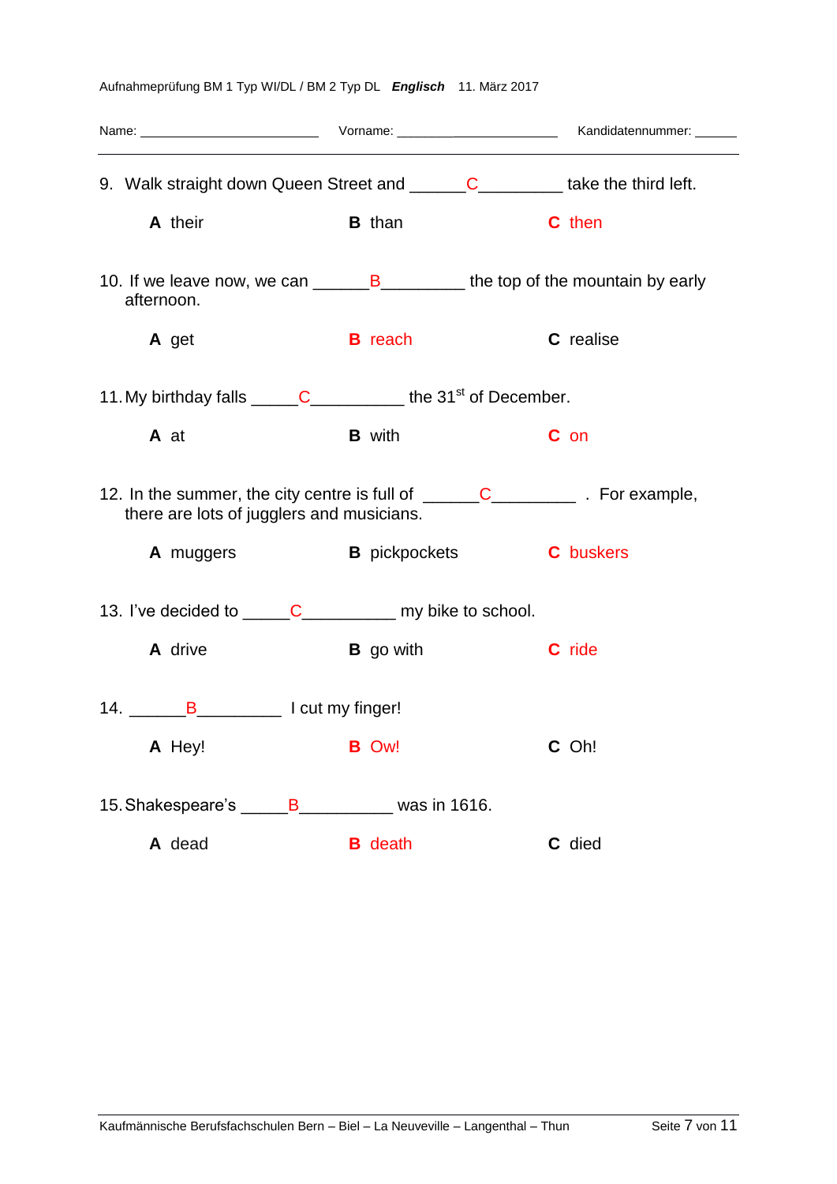Name: ______________________ Vorname: ______________________ Kandidatennummer: ______

9. Walk straight down Queen Street and ______C_________ take the third left.

**A** their **B** than **C** then

10. If we leave now, we can ______B_________ the top of the mountain by early afternoon.

**A** get **B** reach **C** realise

11. My birthday falls _____C__________ the 31st of December.

**A** at **B** with **C** on

12. In the summer, the city centre is full of ______C_________ . For example, there are lots of jugglers and musicians.

**A** muggers **B** pickpockets **C** buskers

13. I've decided to _____C__________ my bike to school.

**A** drive **B** go with **C** ride

14. ______B_________ I cut my finger!

**A** Hey! **B** Ow! **C** Oh!

15. Shakespeare's _____B__________ was in 1616.

**A** dead **B** death **C** died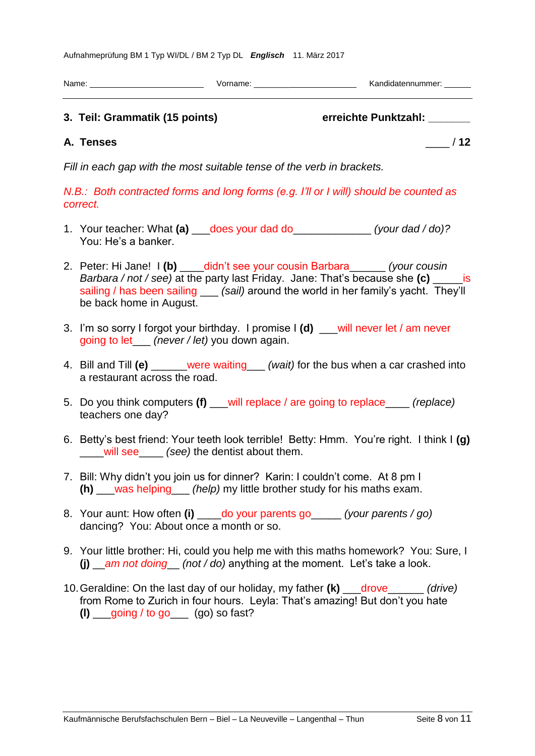Aufnahmeprüfung BM 1 Typ WI/DL / BM 2 Typ DL ***Englisch*** 11. März 2017

Name: ______________________ Vorname: ____________________ Kandidatennummer: ______

## 3. Teil: Grammatik (15 points) **erreichte Punktzahl: _______**

### A. Tenses ____ / 12

*Fill in each gap with the most suitable tense of the verb in brackets.*

*N.B.: Both contracted forms and long forms (e.g. I'll or I will) should be counted as correct.*

1. Your teacher: What **(a)** ___does your dad do_____________ *(your dad / do)*?
   You: He's a banker.

2. Peter: Hi Jane! I **(b)** ____didn't see your cousin Barbara______ *(your cousin Barbara / not / see)* at the party last Friday. Jane: That's because she **(c)** _____is sailing / has been sailing ___ *(sail)* around the world in her family's yacht. They'll be back home in August.

3. I'm so sorry I forgot your birthday. I promise I **(d)** ___will never let / am never going to let___ *(never / let)* you down again.

4. Bill and Till **(e)** ______were waiting___ *(wait)* for the bus when a car crashed into a restaurant across the road.

5. Do you think computers **(f)** ___will replace / are going to replace____ *(replace)* teachers one day?

6. Betty's best friend: Your teeth look terrible! Betty: Hmm. You're right. I think I **(g)** ____will see____ *(see)* the dentist about them.

7. Bill: Why didn't you join us for dinner? Karin: I couldn't come. At 8 pm I **(h)** ___was helping___ *(help)* my little brother study for his maths exam.

8. Your aunt: How often **(i)** ____do your parents go_____ *(your parents / go)* dancing? You: About once a month or so.

9. Your little brother: Hi, could you help me with this maths homework? You: Sure, I **(j)** __*am not doing*__ *(not / do)* anything at the moment. Let's take a look.

10. Geraldine: On the last day of our holiday, my father **(k)** ___drove______ *(drive)* from Rome to Zurich in four hours. Leyla: That's amazing! But don't you hate **(l)** ___going / to go___ (go) so fast?

Kaufmännische Berufsfachschulen Bern – Biel – La Neuveville – Langenthal – Thun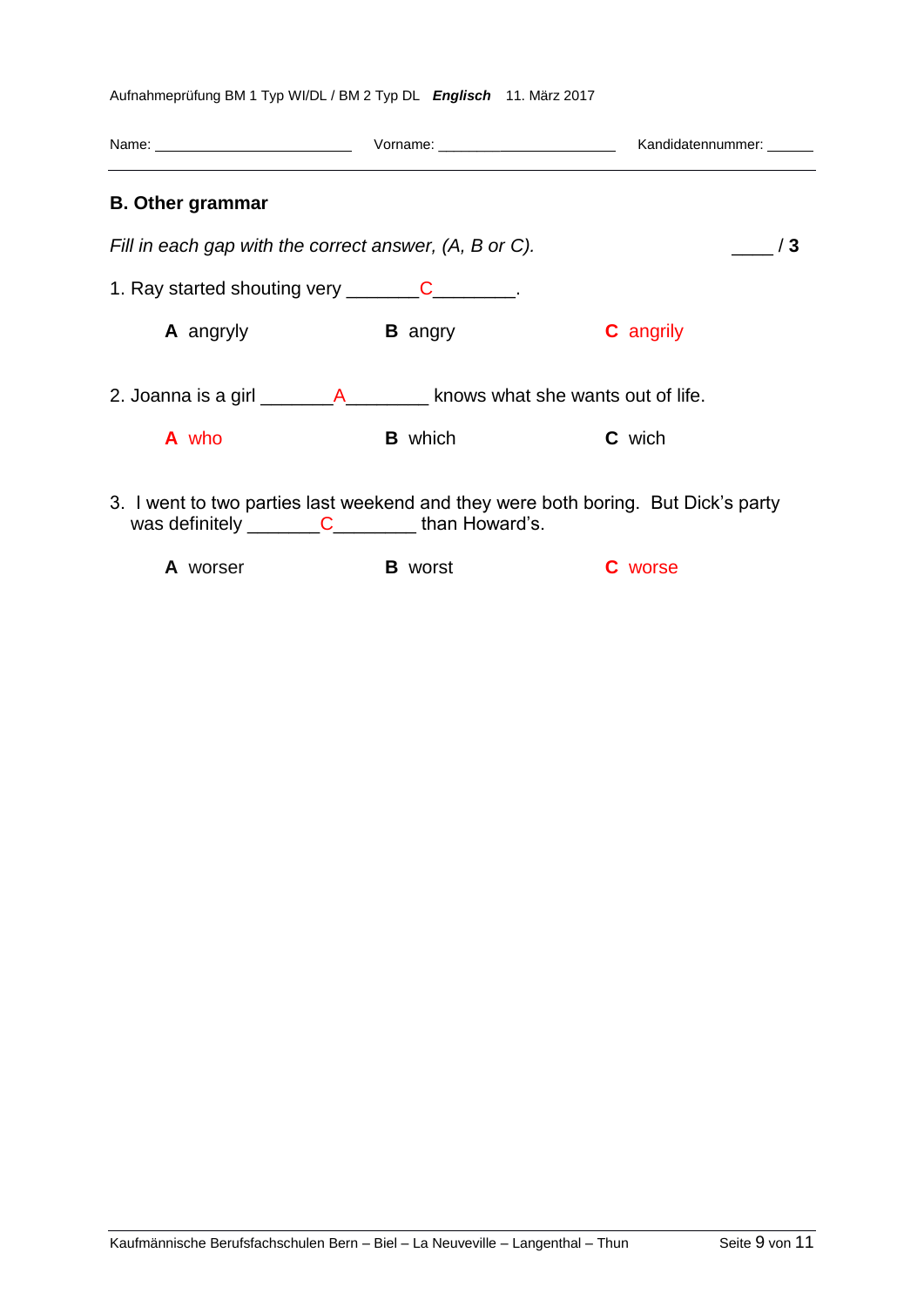Aufnahmeprüfung BM 1 Typ WI/DL / BM 2 Typ DL ***Englisch*** 11. März 2017

Name: ________________________ Vorname: ______________________ Kandidatennummer: ______

## B. Other grammar

*Fill in each gap with the correct answer, (A, B or C).* ____ / **3**

1. Ray started shouting very _______C________.

   **A** angryly **B** angry **C** angrily

2. Joanna is a girl _______A________ knows what she wants out of life.

   **A** who **B** which **C** wich

3. I went to two parties last weekend and they were both boring. But Dick's party was definitely _______C________ than Howard's.

   **A** worser **B** worst **C** worse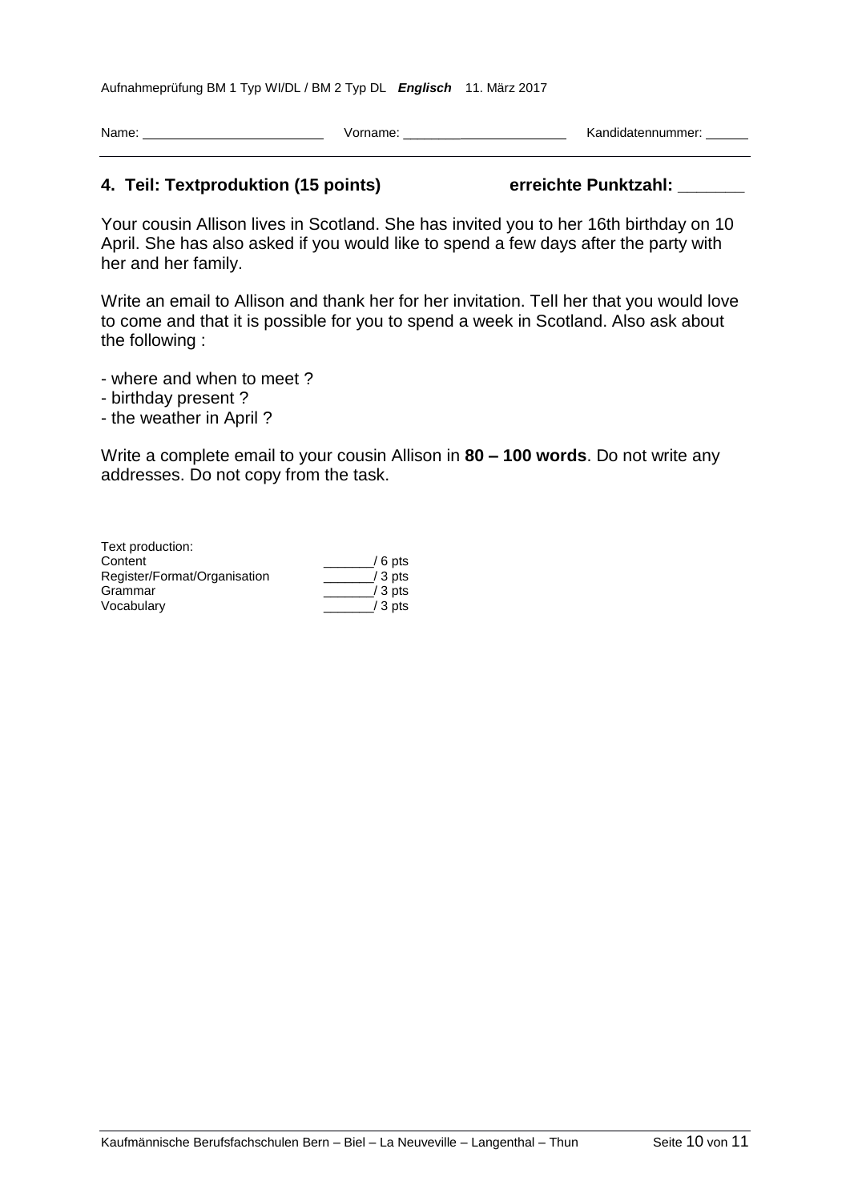Name: ________________________ Vorname: ________________________ Kandidatennummer: ______

## 4. Teil: Textproduktion (15 points) erreichte Punktzahl: _______

Your cousin Allison lives in Scotland. She has invited you to her 16th birthday on 10 April. She has also asked if you would like to spend a few days after the party with her and her family.

Write an email to Allison and thank her for her invitation. Tell her that you would love to come and that it is possible for you to spend a week in Scotland. Also ask about the following :

- where and when to meet ?
- birthday present ?
- the weather in April ?

Write a complete email to your cousin Allison in **80 – 100 words**. Do not write any addresses. Do not copy from the task.

| Text production: | |
|---|---|
| Content | _______/ 6 pts |
| Register/Format/Organisation | _______/ 3 pts |
| Grammar | _______/ 3 pts |
| Vocabulary | _______/ 3 pts |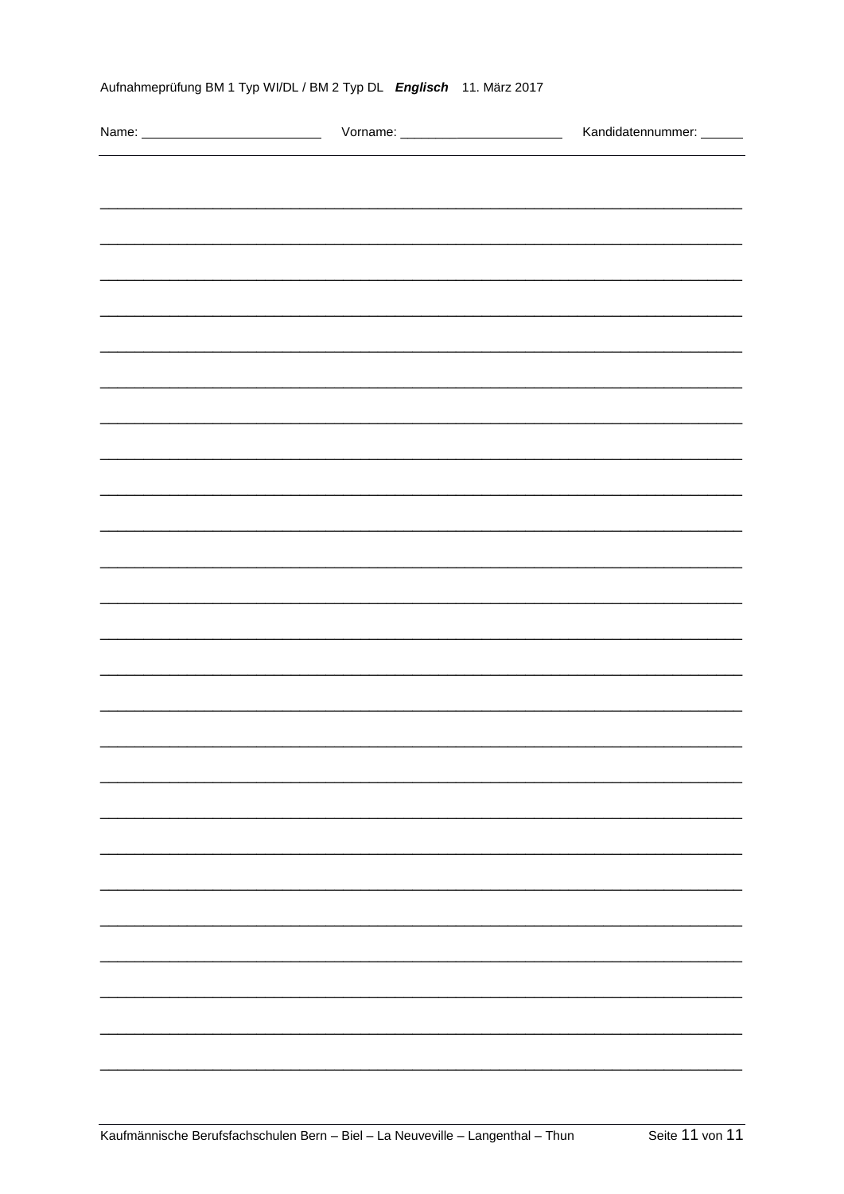Name: ________________________ Vorname: ______________________ Kandidatennummer: ______